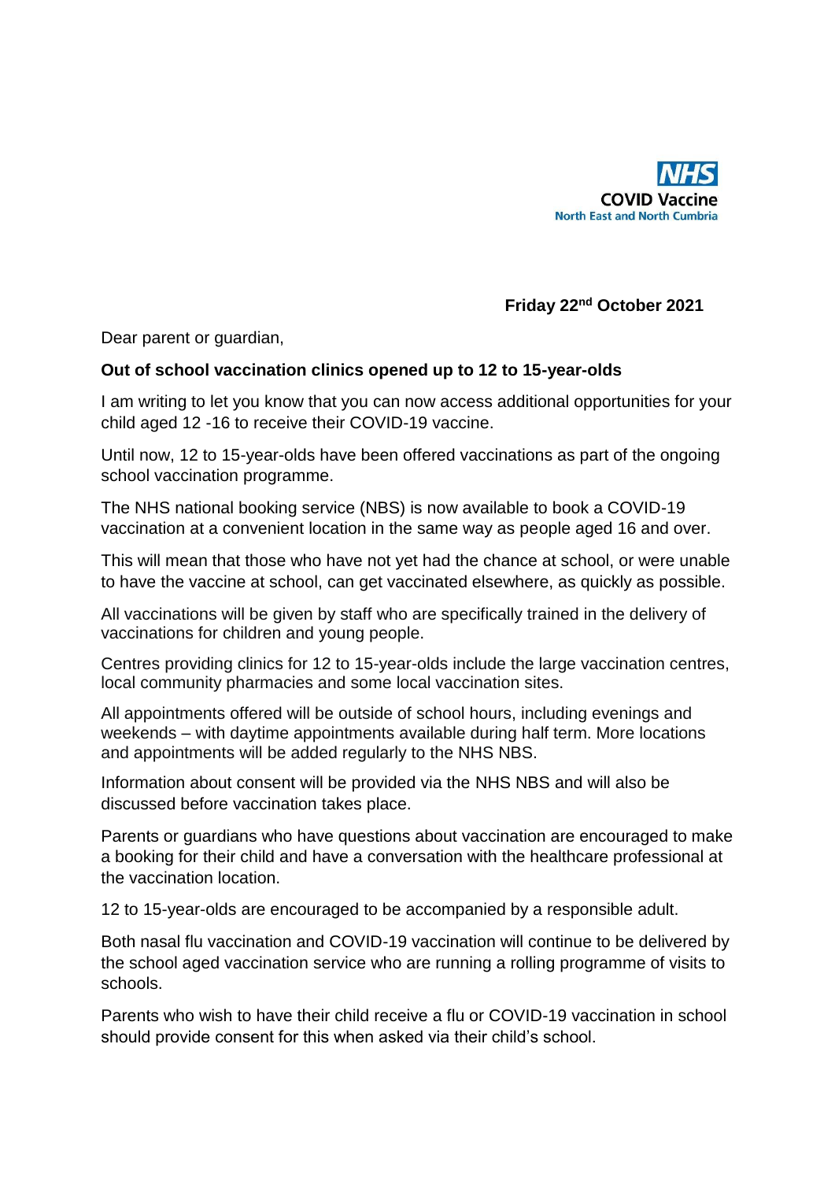NHS
COVID Vaccine
North East and North Cumbria

**Friday 22nd October 2021**

Dear parent or guardian,

**Out of school vaccination clinics opened up to 12 to 15-year-olds**

I am writing to let you know that you can now access additional opportunities for your child aged 12 -16 to receive their COVID-19 vaccine.

Until now, 12 to 15-year-olds have been offered vaccinations as part of the ongoing school vaccination programme.

The NHS national booking service (NBS) is now available to book a COVID-19 vaccination at a convenient location in the same way as people aged 16 and over.

This will mean that those who have not yet had the chance at school, or were unable to have the vaccine at school, can get vaccinated elsewhere, as quickly as possible.

All vaccinations will be given by staff who are specifically trained in the delivery of vaccinations for children and young people.

Centres providing clinics for 12 to 15-year-olds include the large vaccination centres, local community pharmacies and some local vaccination sites.

All appointments offered will be outside of school hours, including evenings and weekends – with daytime appointments available during half term. More locations and appointments will be added regularly to the NHS NBS.

Information about consent will be provided via the NHS NBS and will also be discussed before vaccination takes place.

Parents or guardians who have questions about vaccination are encouraged to make a booking for their child and have a conversation with the healthcare professional at the vaccination location.

12 to 15-year-olds are encouraged to be accompanied by a responsible adult.

Both nasal flu vaccination and COVID-19 vaccination will continue to be delivered by the school aged vaccination service who are running a rolling programme of visits to schools.

Parents who wish to have their child receive a flu or COVID-19 vaccination in school should provide consent for this when asked via their child's school.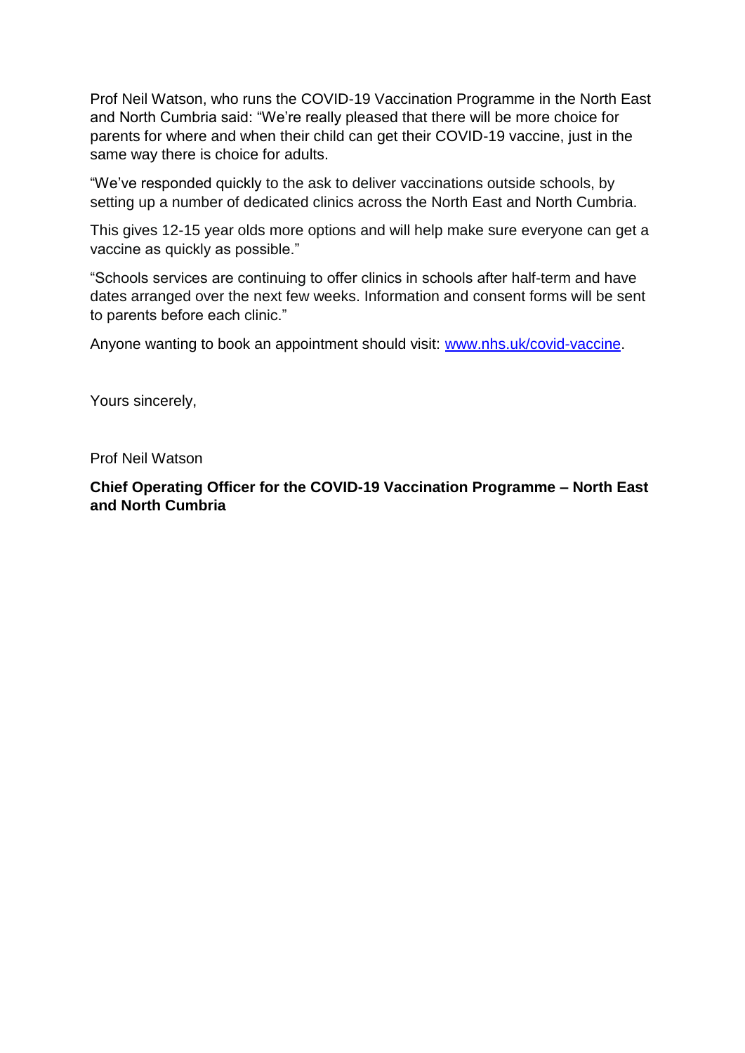Prof Neil Watson, who runs the COVID-19 Vaccination Programme in the North East and North Cumbria said: "We're really pleased that there will be more choice for parents for where and when their child can get their COVID-19 vaccine, just in the same way there is choice for adults.

"We've responded quickly to the ask to deliver vaccinations outside schools, by setting up a number of dedicated clinics across the North East and North Cumbria.

This gives 12-15 year olds more options and will help make sure everyone can get a vaccine as quickly as possible."

"Schools services are continuing to offer clinics in schools after half-term and have dates arranged over the next few weeks. Information and consent forms will be sent to parents before each clinic."

Anyone wanting to book an appointment should visit: [www.nhs.uk/covid-vaccine](http://www.nhs.uk/covid-vaccine).

Yours sincerely,

Prof Neil Watson

**Chief Operating Officer for the COVID-19 Vaccination Programme – North East and North Cumbria**